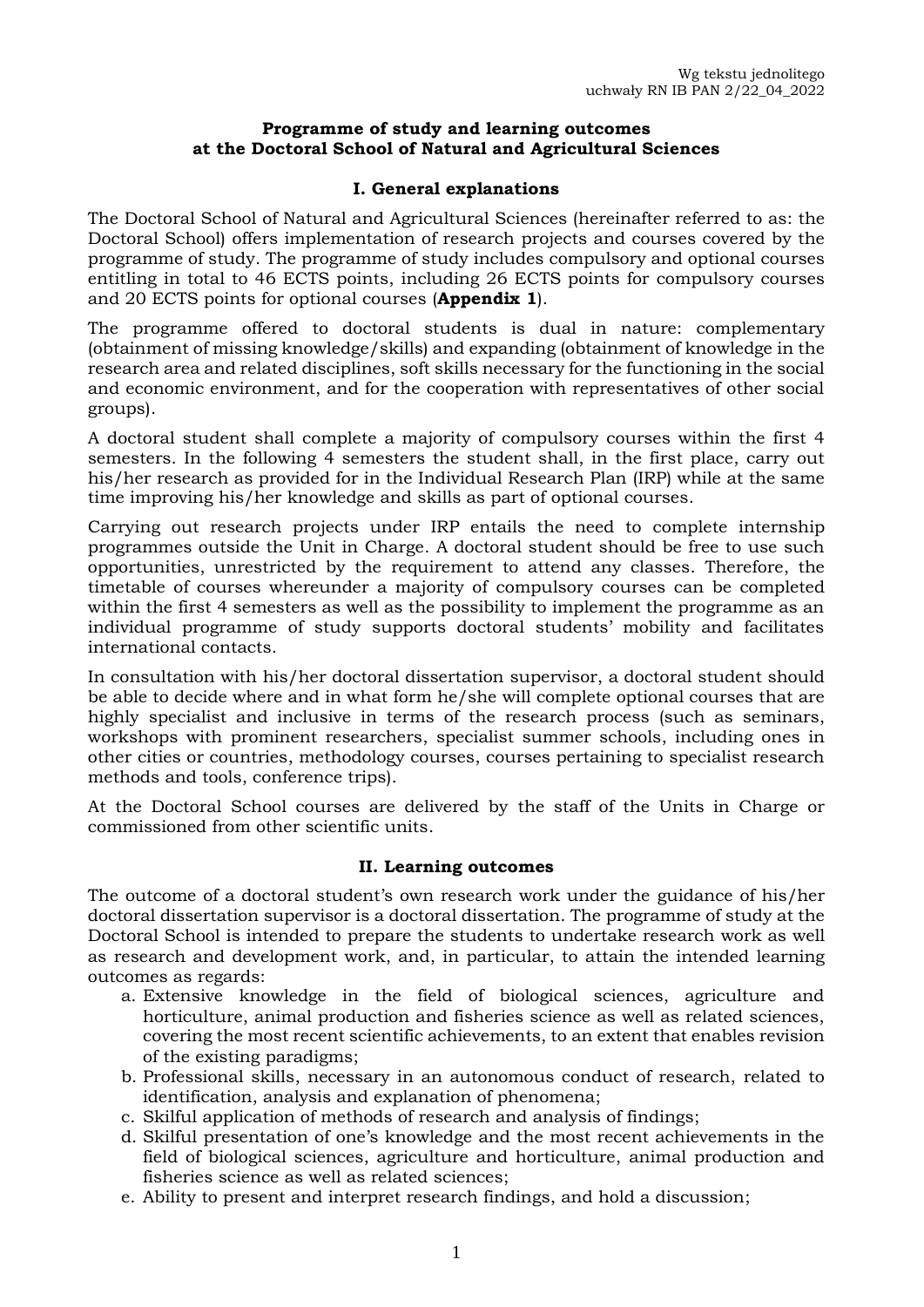Wg tekstu jednolitego
uchwały RN IB PAN 2/22_04_2022

**Programme of study and learning outcomes at the Doctoral School of Natural and Agricultural Sciences**

## I. General explanations

The Doctoral School of Natural and Agricultural Sciences (hereinafter referred to as: the Doctoral School) offers implementation of research projects and courses covered by the programme of study. The programme of study includes compulsory and optional courses entitling in total to 46 ECTS points, including 26 ECTS points for compulsory courses and 20 ECTS points for optional courses (**Appendix 1**).

The programme offered to doctoral students is dual in nature: complementary (obtainment of missing knowledge/skills) and expanding (obtainment of knowledge in the research area and related disciplines, soft skills necessary for the functioning in the social and economic environment, and for the cooperation with representatives of other social groups).

A doctoral student shall complete a majority of compulsory courses within the first 4 semesters. In the following 4 semesters the student shall, in the first place, carry out his/her research as provided for in the Individual Research Plan (IRP) while at the same time improving his/her knowledge and skills as part of optional courses.

Carrying out research projects under IRP entails the need to complete internship programmes outside the Unit in Charge. A doctoral student should be free to use such opportunities, unrestricted by the requirement to attend any classes. Therefore, the timetable of courses whereunder a majority of compulsory courses can be completed within the first 4 semesters as well as the possibility to implement the programme as an individual programme of study supports doctoral students' mobility and facilitates international contacts.

In consultation with his/her doctoral dissertation supervisor, a doctoral student should be able to decide where and in what form he/she will complete optional courses that are highly specialist and inclusive in terms of the research process (such as seminars, workshops with prominent researchers, specialist summer schools, including ones in other cities or countries, methodology courses, courses pertaining to specialist research methods and tools, conference trips).

At the Doctoral School courses are delivered by the staff of the Units in Charge or commissioned from other scientific units.

## II. Learning outcomes

The outcome of a doctoral student's own research work under the guidance of his/her doctoral dissertation supervisor is a doctoral dissertation. The programme of study at the Doctoral School is intended to prepare the students to undertake research work as well as research and development work, and, in particular, to attain the intended learning outcomes as regards:

a. Extensive knowledge in the field of biological sciences, agriculture and horticulture, animal production and fisheries science as well as related sciences, covering the most recent scientific achievements, to an extent that enables revision of the existing paradigms;
b. Professional skills, necessary in an autonomous conduct of research, related to identification, analysis and explanation of phenomena;
c. Skilful application of methods of research and analysis of findings;
d. Skilful presentation of one's knowledge and the most recent achievements in the field of biological sciences, agriculture and horticulture, animal production and fisheries science as well as related sciences;
e. Ability to present and interpret research findings, and hold a discussion;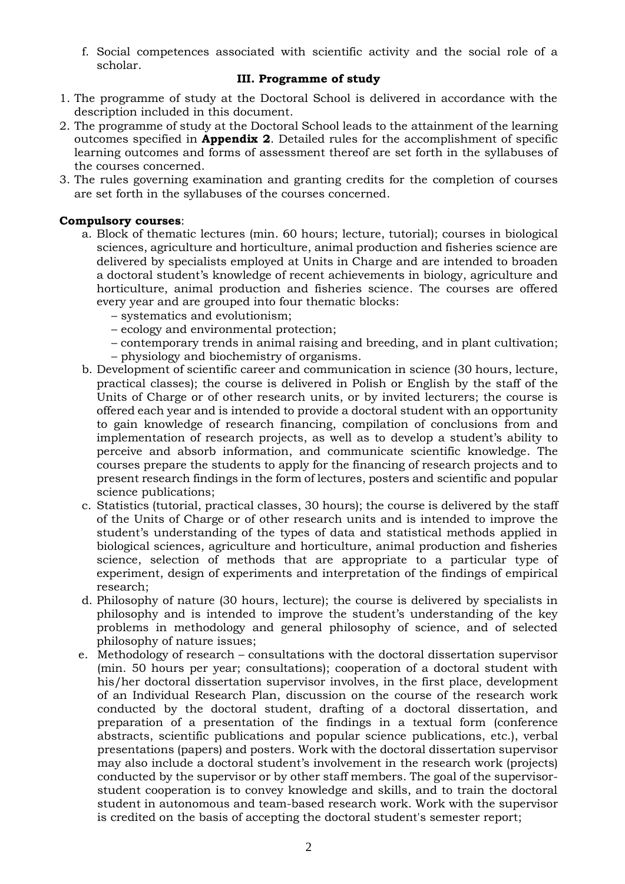f. Social competences associated with scientific activity and the social role of a scholar.

### III. Programme of study

1. The programme of study at the Doctoral School is delivered in accordance with the description included in this document.
2. The programme of study at the Doctoral School leads to the attainment of the learning outcomes specified in **Appendix 2**. Detailed rules for the accomplishment of specific learning outcomes and forms of assessment thereof are set forth in the syllabuses of the courses concerned.
3. The rules governing examination and granting credits for the completion of courses are set forth in the syllabuses of the courses concerned.

**Compulsory courses**:

a. Block of thematic lectures (min. 60 hours; lecture, tutorial); courses in biological sciences, agriculture and horticulture, animal production and fisheries science are delivered by specialists employed at Units in Charge and are intended to broaden a doctoral student's knowledge of recent achievements in biology, agriculture and horticulture, animal production and fisheries science. The courses are offered every year and are grouped into four thematic blocks:
   - systematics and evolutionism;
   - ecology and environmental protection;
   - contemporary trends in animal raising and breeding, and in plant cultivation;
   - physiology and biochemistry of organisms.

b. Development of scientific career and communication in science (30 hours, lecture, practical classes); the course is delivered in Polish or English by the staff of the Units of Charge or of other research units, or by invited lecturers; the course is offered each year and is intended to provide a doctoral student with an opportunity to gain knowledge of research financing, compilation of conclusions from and implementation of research projects, as well as to develop a student's ability to perceive and absorb information, and communicate scientific knowledge. The courses prepare the students to apply for the financing of research projects and to present research findings in the form of lectures, posters and scientific and popular science publications;

c. Statistics (tutorial, practical classes, 30 hours); the course is delivered by the staff of the Units of Charge or of other research units and is intended to improve the student's understanding of the types of data and statistical methods applied in biological sciences, agriculture and horticulture, animal production and fisheries science, selection of methods that are appropriate to a particular type of experiment, design of experiments and interpretation of the findings of empirical research;

d. Philosophy of nature (30 hours, lecture); the course is delivered by specialists in philosophy and is intended to improve the student's understanding of the key problems in methodology and general philosophy of science, and of selected philosophy of nature issues;

e. Methodology of research – consultations with the doctoral dissertation supervisor (min. 50 hours per year; consultations); cooperation of a doctoral student with his/her doctoral dissertation supervisor involves, in the first place, development of an Individual Research Plan, discussion on the course of the research work conducted by the doctoral student, drafting of a doctoral dissertation, and preparation of a presentation of the findings in a textual form (conference abstracts, scientific publications and popular science publications, etc.), verbal presentations (papers) and posters. Work with the doctoral dissertation supervisor may also include a doctoral student's involvement in the research work (projects) conducted by the supervisor or by other staff members. The goal of the supervisor-student cooperation is to convey knowledge and skills, and to train the doctoral student in autonomous and team-based research work. Work with the supervisor is credited on the basis of accepting the doctoral student's semester report;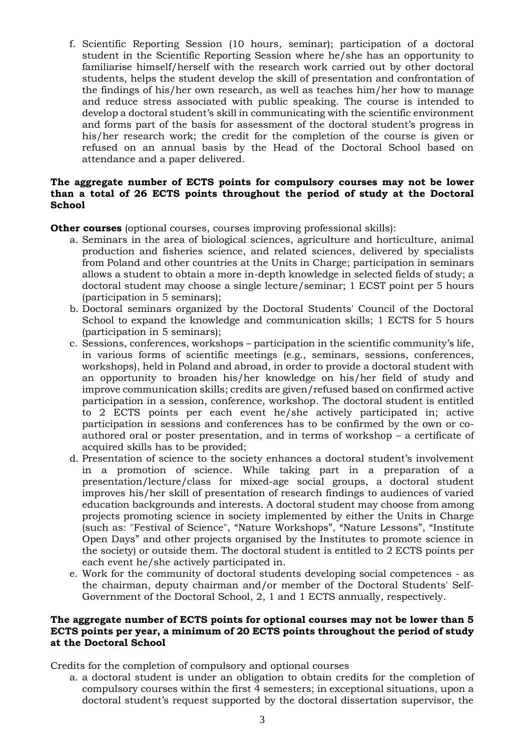f. Scientific Reporting Session (10 hours, seminar); participation of a doctoral student in the Scientific Reporting Session where he/she has an opportunity to familiarise himself/herself with the research work carried out by other doctoral students, helps the student develop the skill of presentation and confrontation of the findings of his/her own research, as well as teaches him/her how to manage and reduce stress associated with public speaking. The course is intended to develop a doctoral student's skill in communicating with the scientific environment and forms part of the basis for assessment of the doctoral student's progress in his/her research work; the credit for the completion of the course is given or refused on an annual basis by the Head of the Doctoral School based on attendance and a paper delivered.

**The aggregate number of ECTS points for compulsory courses may not be lower than a total of 26 ECTS points throughout the period of study at the Doctoral School**

**Other courses** (optional courses, courses improving professional skills):

a. Seminars in the area of biological sciences, agriculture and horticulture, animal production and fisheries science, and related sciences, delivered by specialists from Poland and other countries at the Units in Charge; participation in seminars allows a student to obtain a more in-depth knowledge in selected fields of study; a doctoral student may choose a single lecture/seminar; 1 ECST point per 5 hours (participation in 5 seminars);
b. Doctoral seminars organized by the Doctoral Students' Council of the Doctoral School to expand the knowledge and communication skills; 1 ECTS for 5 hours (participation in 5 seminars);
c. Sessions, conferences, workshops – participation in the scientific community's life, in various forms of scientific meetings (e.g., seminars, sessions, conferences, workshops), held in Poland and abroad, in order to provide a doctoral student with an opportunity to broaden his/her knowledge on his/her field of study and improve communication skills; credits are given/refused based on confirmed active participation in a session, conference, workshop. The doctoral student is entitled to 2 ECTS points per each event he/she actively participated in; active participation in sessions and conferences has to be confirmed by the own or co-authored oral or poster presentation, and in terms of workshop – a certificate of acquired skills has to be provided;
d. Presentation of science to the society enhances a doctoral student's involvement in a promotion of science. While taking part in a preparation of a presentation/lecture/class for mixed-age social groups, a doctoral student improves his/her skill of presentation of research findings to audiences of varied education backgrounds and interests. A doctoral student may choose from among projects promoting science in society implemented by either the Units in Charge (such as: "Festival of Science", "Nature Workshops", "Nature Lessons", "Institute Open Days" and other projects organised by the Institutes to promote science in the society) or outside them. The doctoral student is entitled to 2 ECTS points per each event he/she actively participated in.
e. Work for the community of doctoral students developing social competences - as the chairman, deputy chairman and/or member of the Doctoral Students' Self-Government of the Doctoral School, 2, 1 and 1 ECTS annually, respectively.

**The aggregate number of ECTS points for optional courses may not be lower than 5 ECTS points per year, a minimum of 20 ECTS points throughout the period of study at the Doctoral School**

Credits for the completion of compulsory and optional courses

a. a doctoral student is under an obligation to obtain credits for the completion of compulsory courses within the first 4 semesters; in exceptional situations, upon a doctoral student's request supported by the doctoral dissertation supervisor, the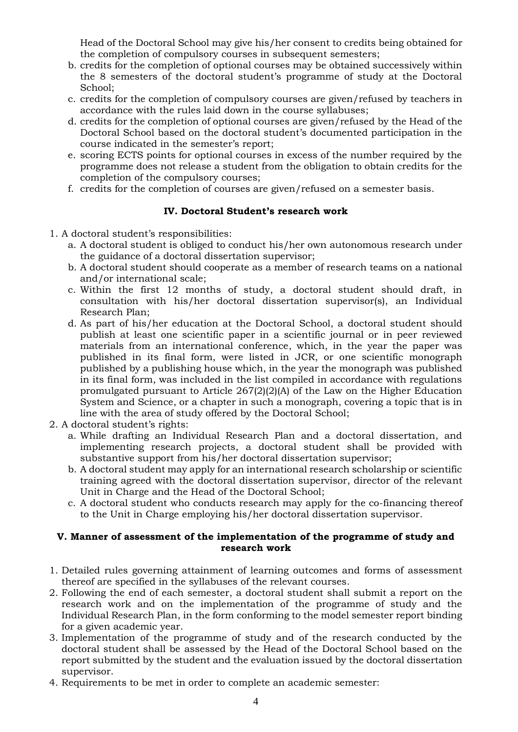Head of the Doctoral School may give his/her consent to credits being obtained for the completion of compulsory courses in subsequent semesters;

b. credits for the completion of optional courses may be obtained successively within the 8 semesters of the doctoral student's programme of study at the Doctoral School;
c. credits for the completion of compulsory courses are given/refused by teachers in accordance with the rules laid down in the course syllabuses;
d. credits for the completion of optional courses are given/refused by the Head of the Doctoral School based on the doctoral student's documented participation in the course indicated in the semester's report;
e. scoring ECTS points for optional courses in excess of the number required by the programme does not release a student from the obligation to obtain credits for the completion of the compulsory courses;
f. credits for the completion of courses are given/refused on a semester basis.

### IV. Doctoral Student's research work

1. A doctoral student's responsibilities:
   a. A doctoral student is obliged to conduct his/her own autonomous research under the guidance of a doctoral dissertation supervisor;
   b. A doctoral student should cooperate as a member of research teams on a national and/or international scale;
   c. Within the first 12 months of study, a doctoral student should draft, in consultation with his/her doctoral dissertation supervisor(s), an Individual Research Plan;
   d. As part of his/her education at the Doctoral School, a doctoral student should publish at least one scientific paper in a scientific journal or in peer reviewed materials from an international conference, which, in the year the paper was published in its final form, were listed in JCR, or one scientific monograph published by a publishing house which, in the year the monograph was published in its final form, was included in the list compiled in accordance with regulations promulgated pursuant to Article 267(2)(2)(A) of the Law on the Higher Education System and Science, or a chapter in such a monograph, covering a topic that is in line with the area of study offered by the Doctoral School;
2. A doctoral student's rights:
   a. While drafting an Individual Research Plan and a doctoral dissertation, and implementing research projects, a doctoral student shall be provided with substantive support from his/her doctoral dissertation supervisor;
   b. A doctoral student may apply for an international research scholarship or scientific training agreed with the doctoral dissertation supervisor, director of the relevant Unit in Charge and the Head of the Doctoral School;
   c. A doctoral student who conducts research may apply for the co-financing thereof to the Unit in Charge employing his/her doctoral dissertation supervisor.

### V. Manner of assessment of the implementation of the programme of study and research work

1. Detailed rules governing attainment of learning outcomes and forms of assessment thereof are specified in the syllabuses of the relevant courses.
2. Following the end of each semester, a doctoral student shall submit a report on the research work and on the implementation of the programme of study and the Individual Research Plan, in the form conforming to the model semester report binding for a given academic year.
3. Implementation of the programme of study and of the research conducted by the doctoral student shall be assessed by the Head of the Doctoral School based on the report submitted by the student and the evaluation issued by the doctoral dissertation supervisor.
4. Requirements to be met in order to complete an academic semester: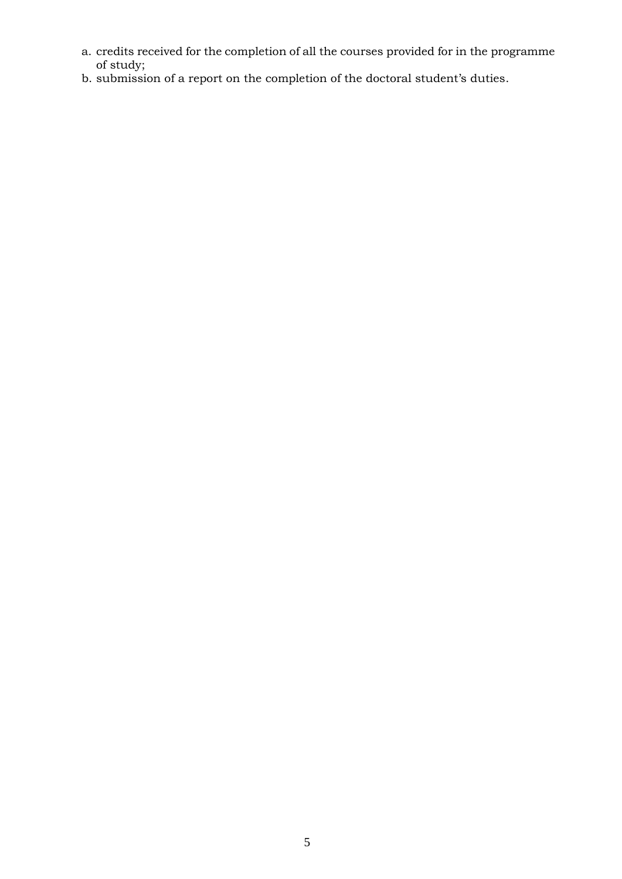a. credits received for the completion of all the courses provided for in the programme of study;
b. submission of a report on the completion of the doctoral student's duties.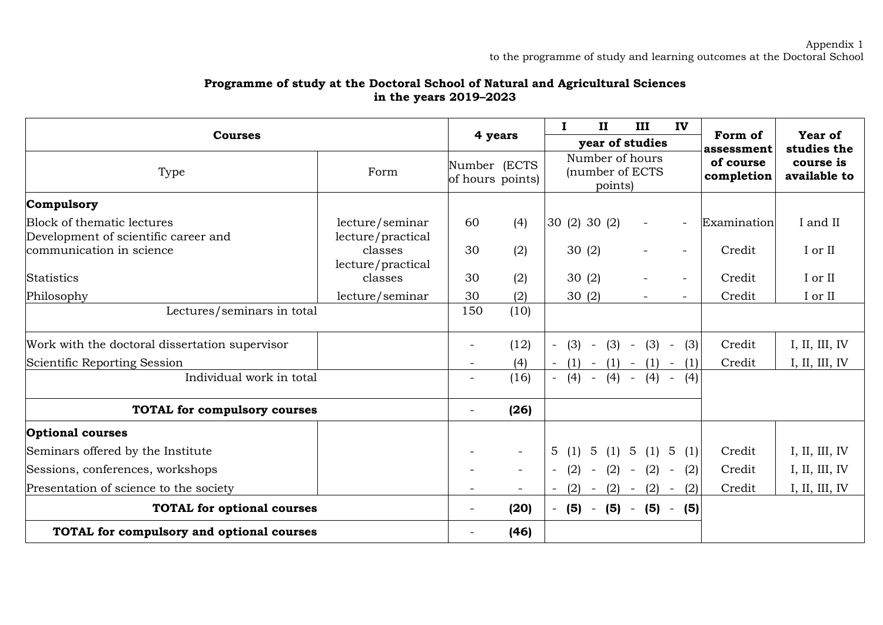Appendix 1
to the programme of study and learning outcomes at the Doctoral School

**Programme of study at the Doctoral School of Natural and Agricultural Sciences in the years 2019–2023**

| Courses | | 4 years | | I | II | III | IV | Form of assessment of course completion | Year of studies the course is available to |
|---|---|---|---|---|---|---|---|---|---|
| | | | | year of studies | | | | | |
| Type | Form | Number of hours | (ECTS points) | Number of hours (number of ECTS points) | | | | | |
| **Compulsory** | | | | | | | | | |
| Block of thematic lectures | lecture/seminar | 60 | (4) | 30 (2) | 30 (2) | - | - | Examination | I and II |
| Development of scientific career and communication in science | lecture/practical classes | 30 | (2) | 30 (2) | | - | - | Credit | I or II |
| Statistics | lecture/practical classes | 30 | (2) | 30 (2) | | - | - | Credit | I or II |
| Philosophy | lecture/seminar | 30 | (2) | 30 (2) | | - | - | Credit | I or II |
| Lectures/seminars in total | | 150 | (10) | | | | | | |
| Work with the doctoral dissertation supervisor | | - | (12) | - (3) | - (3) | - (3) | - (3) | Credit | I, II, III, IV |
| Scientific Reporting Session | | - | (4) | - (1) | - (1) | - (1) | - (1) | Credit | I, II, III, IV |
| Individual work in total | | - | (16) | - (4) | - (4) | - (4) | - (4) | | |
| **TOTAL for compulsory courses** | | - | **(26)** | | | | | | |
| **Optional courses** | | | | | | | | | |
| Seminars offered by the Institute | | - | - | 5 (1) | 5 (1) | 5 (1) | 5 (1) | Credit | I, II, III, IV |
| Sessions, conferences, workshops | | - | - | - (2) | - (2) | - (2) | - (2) | Credit | I, II, III, IV |
| Presentation of science to the society | | - | - | - (2) | - (2) | - (2) | - (2) | Credit | I, II, III, IV |
| **TOTAL for optional courses** | | - | **(20)** | - **(5)** | - **(5)** | - **(5)** | - **(5)** | | |
| **TOTAL for compulsory and optional courses** | | - | **(46)** | | | | | | |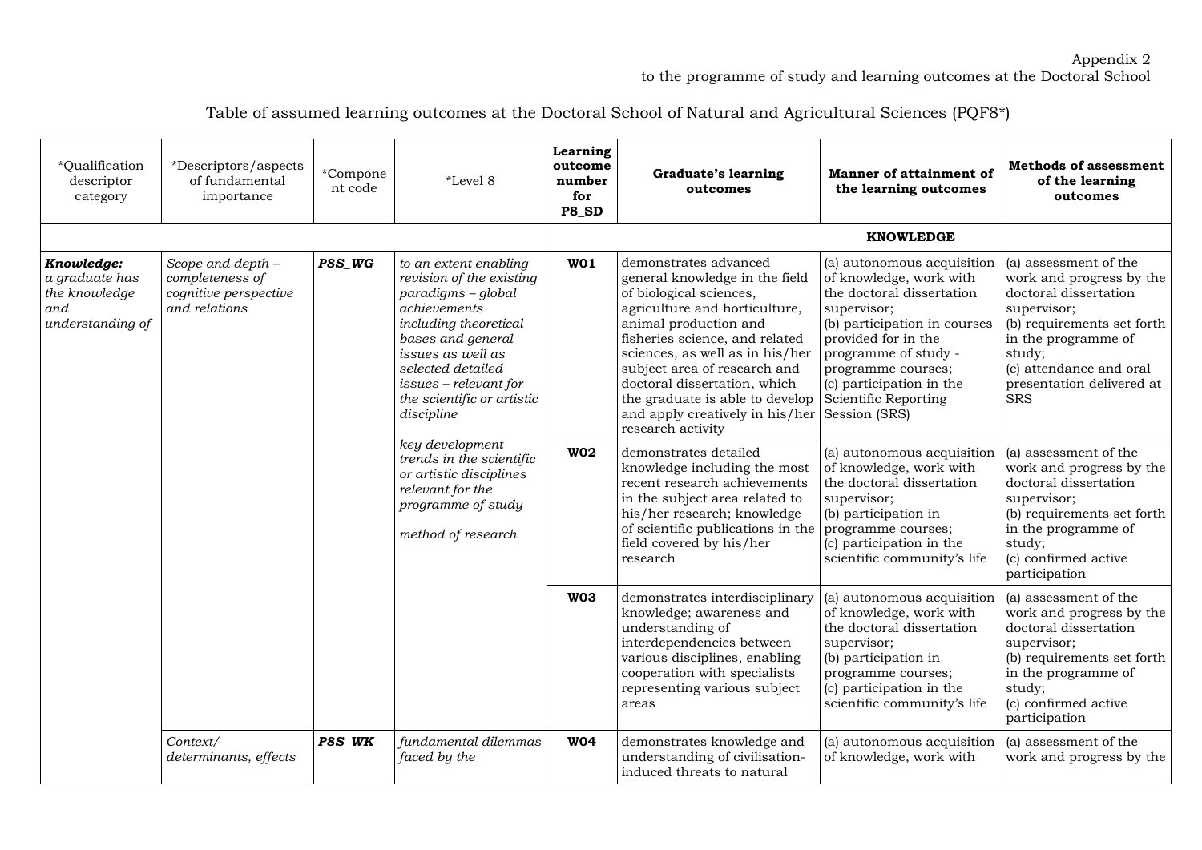Appendix 2
to the programme of study and learning outcomes at the Doctoral School

Table of assumed learning outcomes at the Doctoral School of Natural and Agricultural Sciences (PQF8*)

| *Qualification descriptor category | *Descriptors/aspects of fundamental importance | *Component code | *Level 8 | **Learning outcome number for P8_SD** | **Graduate's learning outcomes** | **Manner of attainment of the learning outcomes** | **Methods of assessment of the learning outcomes** |
|---|---|---|---|---|---|---|---|
| | | | | | **KNOWLEDGE** | | |
| ***Knowledge:*** *a graduate has the knowledge and understanding of* | *Scope and depth – completeness of cognitive perspective and relations* | ***P8S_WG*** | *to an extent enabling revision of the existing paradigms – global achievements including theoretical bases and general issues as well as selected detailed issues – relevant for the scientific or artistic discipline*<br><br>*key development trends in the scientific or artistic disciplines relevant for the programme of study*<br><br>*method of research* | **W01** | demonstrates advanced general knowledge in the field of biological sciences, agriculture and horticulture, animal production and fisheries science, and related sciences, as well as in his/her subject area of research and doctoral dissertation, which the graduate is able to develop and apply creatively in his/her research activity | (a) autonomous acquisition of knowledge, work with the doctoral dissertation supervisor;<br>(b) participation in courses provided for in the programme of study - programme courses;<br>(c) participation in the Scientific Reporting Session (SRS) | (a) assessment of the work and progress by the doctoral dissertation supervisor;<br>(b) requirements set forth in the programme of study;<br>(c) attendance and oral presentation delivered at SRS |
| | | | | **W02** | demonstrates detailed knowledge including the most recent research achievements in the subject area related to his/her research; knowledge of scientific publications in the field covered by his/her research | (a) autonomous acquisition of knowledge, work with the doctoral dissertation supervisor;<br>(b) participation in programme courses;<br>(c) participation in the scientific community's life | (a) assessment of the work and progress by the doctoral dissertation supervisor;<br>(b) requirements set forth in the programme of study;<br>(c) confirmed active participation |
| | | | | **W03** | demonstrates interdisciplinary knowledge; awareness and understanding of interdependencies between various disciplines, enabling cooperation with specialists representing various subject areas | (a) autonomous acquisition of knowledge, work with the doctoral dissertation supervisor;<br>(b) participation in programme courses;<br>(c) participation in the scientific community's life | (a) assessment of the work and progress by the doctoral dissertation supervisor;<br>(b) requirements set forth in the programme of study;<br>(c) confirmed active participation |
| | *Context/ determinants, effects* | ***P8S_WK*** | *fundamental dilemmas faced by the* | **W04** | demonstrates knowledge and understanding of civilisation-induced threats to natural | (a) autonomous acquisition of knowledge, work with | (a) assessment of the work and progress by the |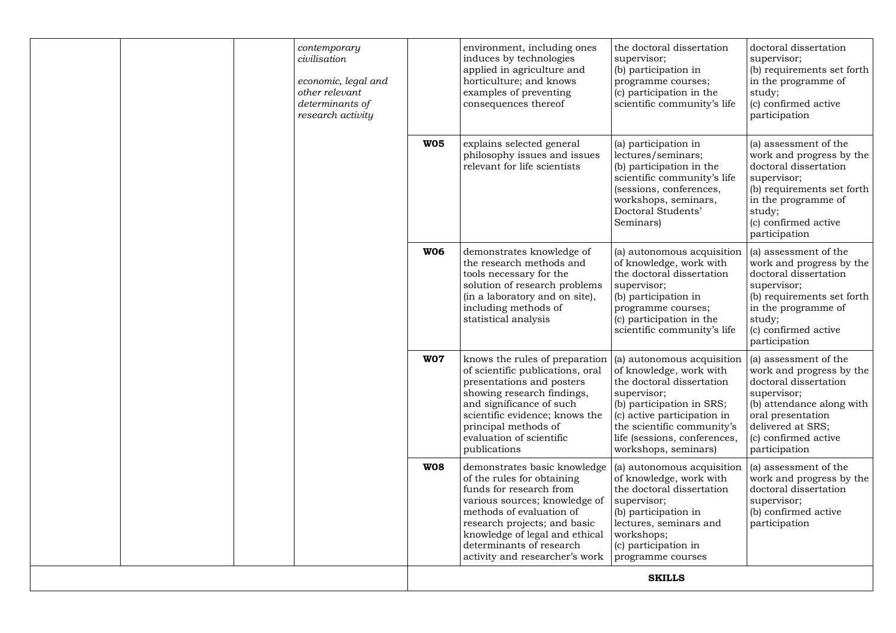| | | | | | | | |
|---|---|---|---|---|---|---|---|
| | | | *contemporary civilisation*<br><br>*economic, legal and other relevant determinants of research activity* | | environment, including ones induces by technologies applied in agriculture and horticulture; and knows examples of preventing consequences thereof | the doctoral dissertation supervisor;<br>(b) participation in programme courses;<br>(c) participation in the scientific community's life | doctoral dissertation supervisor;<br>(b) requirements set forth in the programme of study;<br>(c) confirmed active participation |
| | | | | **W05** | explains selected general philosophy issues and issues relevant for life scientists | (a) participation in lectures/seminars;<br>(b) participation in the scientific community's life (sessions, conferences, workshops, seminars, Doctoral Students' Seminars) | (a) assessment of the work and progress by the doctoral dissertation supervisor;<br>(b) requirements set forth in the programme of study;<br>(c) confirmed active participation |
| | | | | **W06** | demonstrates knowledge of the research methods and tools necessary for the solution of research problems (in a laboratory and on site), including methods of statistical analysis | (a) autonomous acquisition of knowledge, work with the doctoral dissertation supervisor;<br>(b) participation in programme courses;<br>(c) participation in the scientific community's life | (a) assessment of the work and progress by the doctoral dissertation supervisor;<br>(b) requirements set forth in the programme of study;<br>(c) confirmed active participation |
| | | | | **W07** | knows the rules of preparation of scientific publications, oral presentations and posters showing research findings, and significance of such scientific evidence; knows the principal methods of evaluation of scientific publications | (a) autonomous acquisition of knowledge, work with the doctoral dissertation supervisor;<br>(b) participation in SRS;<br>(c) active participation in the scientific community's life (sessions, conferences, workshops, seminars) | (a) assessment of the work and progress by the doctoral dissertation supervisor;<br>(b) attendance along with oral presentation delivered at SRS;<br>(c) confirmed active participation |
| | | | | **W08** | demonstrates basic knowledge of the rules for obtaining funds for research from various sources; knowledge of methods of evaluation of research projects; and basic knowledge of legal and ethical determinants of research activity and researcher's work | (a) autonomous acquisition of knowledge, work with the doctoral dissertation supervisor;<br>(b) participation in lectures, seminars and workshops;<br>(c) participation in programme courses | (a) assessment of the work and progress by the doctoral dissertation supervisor;<br>(b) confirmed active participation |
| | | | | **SKILLS** | | | |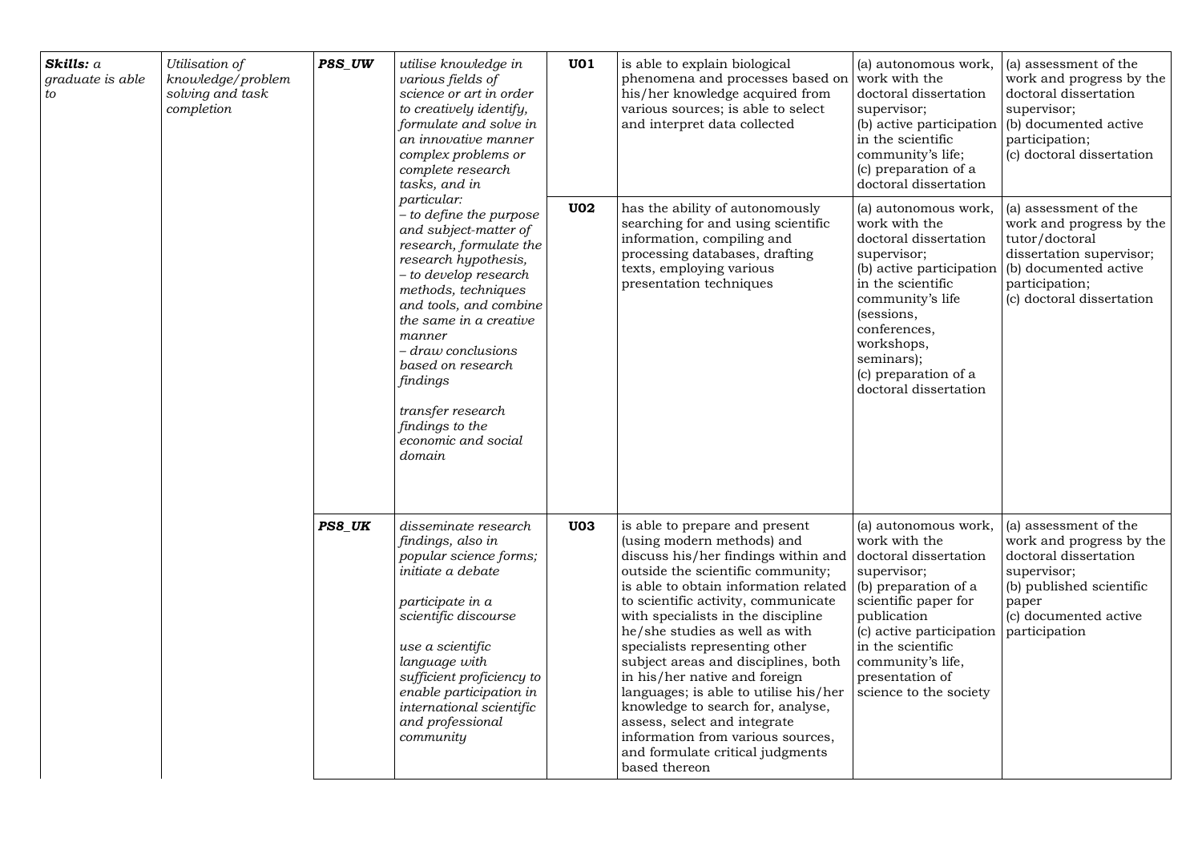| | | | | | | | |
|---|---|---|---|---|---|---|---|
| ***Skills:*** *a graduate is able to* | *Utilisation of knowledge/problem solving and task completion* | ***P8S_UW*** | *utilise knowledge in various fields of science or art in order to creatively identify, formulate and solve in an innovative manner complex problems or complete research tasks, and in particular:*<br>*– to define the purpose and subject-matter of research, formulate the research hypothesis,*<br>*– to develop research methods, techniques and tools, and combine the same in a creative manner*<br>*– draw conclusions based on research findings*<br><br>*transfer research findings to the economic and social domain* | **U01** | is able to explain biological phenomena and processes based on his/her knowledge acquired from various sources; is able to select and interpret data collected | (a) autonomous work, work with the doctoral dissertation supervisor;<br>(b) active participation in the scientific community's life;<br>(c) preparation of a doctoral dissertation | (a) assessment of the work and progress by the doctoral dissertation supervisor;<br>(b) documented active participation;<br>(c) doctoral dissertation |
| | | | | **U02** | has the ability of autonomously searching for and using scientific information, compiling and processing databases, drafting texts, employing various presentation techniques | (a) autonomous work, work with the doctoral dissertation supervisor;<br>(b) active participation in the scientific community's life (sessions, conferences, workshops, seminars);<br>(c) preparation of a doctoral dissertation | (a) assessment of the work and progress by the tutor/doctoral dissertation supervisor;<br>(b) documented active participation;<br>(c) doctoral dissertation |
| | | ***PS8_UK*** | *disseminate research findings, also in popular science forms; initiate a debate*<br><br>*participate in a scientific discourse*<br><br>*use a scientific language with sufficient proficiency to enable participation in international scientific and professional community* | **U03** | is able to prepare and present (using modern methods) and discuss his/her findings within and outside the scientific community; is able to obtain information related to scientific activity, communicate with specialists in the discipline he/she studies as well as with specialists representing other subject areas and disciplines, both in his/her native and foreign languages; is able to utilise his/her knowledge to search for, analyse, assess, select and integrate information from various sources, and formulate critical judgments based thereon | (a) autonomous work, work with the doctoral dissertation supervisor;<br>(b) preparation of a scientific paper for publication<br>(c) active participation in the scientific community's life, presentation of science to the society | (a) assessment of the work and progress by the doctoral dissertation supervisor;<br>(b) published scientific paper<br>(c) documented active participation |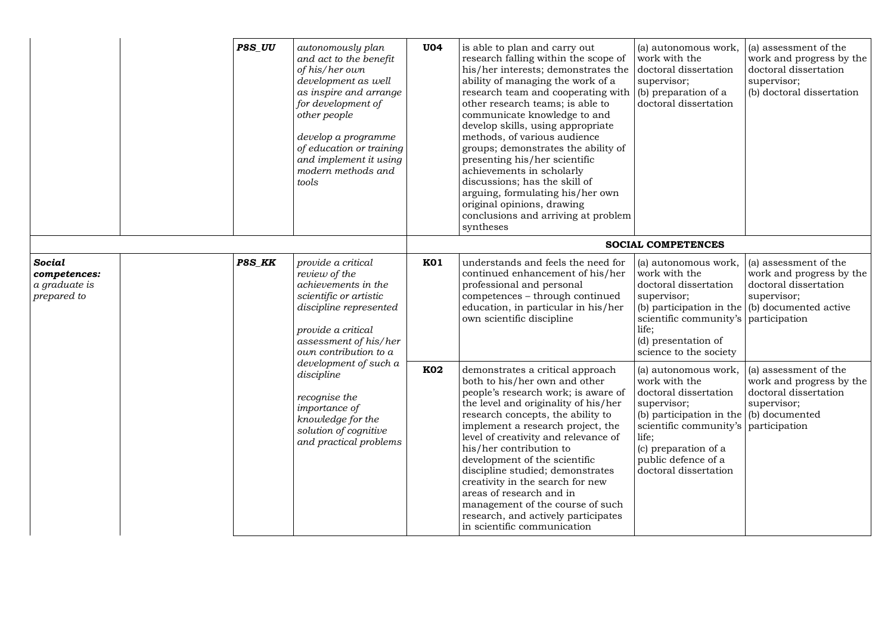| | | | | | | | |
|---|---|---|---|---|---|---|---|
| | | ***P8S_UU*** | *autonomously plan and act to the benefit of his/her own development as well as inspire and arrange for development of other people*<br><br>*develop a programme of education or training and implement it using modern methods and tools* | **U04** | is able to plan and carry out research falling within the scope of his/her interests; demonstrates the ability of managing the work of a research team and cooperating with other research teams; is able to communicate knowledge to and develop skills, using appropriate methods, of various audience groups; demonstrates the ability of presenting his/her scientific achievements in scholarly discussions; has the skill of arguing, formulating his/her own original opinions, drawing conclusions and arriving at problem syntheses | (a) autonomous work, work with the doctoral dissertation supervisor;<br>(b) preparation of a doctoral dissertation | (a) assessment of the work and progress by the doctoral dissertation supervisor;<br>(b) doctoral dissertation |
| | | | | **SOCIAL COMPETENCES** | | | |
| ***Social competences:*** *a graduate is prepared to* | | ***P8S_KK*** | *provide a critical review of the achievements in the scientific or artistic discipline represented*<br><br>*provide a critical assessment of his/her own contribution to a development of such a discipline*<br><br>*recognise the importance of knowledge for the solution of cognitive and practical problems* | **K01** | understands and feels the need for continued enhancement of his/her professional and personal competences – through continued education, in particular in his/her own scientific discipline | (a) autonomous work, work with the doctoral dissertation supervisor;<br>(b) participation in the scientific community's life;<br>(d) presentation of science to the society | (a) assessment of the work and progress by the doctoral dissertation supervisor;<br>(b) documented active participation |
| | | | | **K02** | demonstrates a critical approach both to his/her own and other people's research work; is aware of the level and originality of his/her research concepts, the ability to implement a research project, the level of creativity and relevance of his/her contribution to development of the scientific discipline studied; demonstrates creativity in the search for new areas of research and in management of the course of such research, and actively participates in scientific communication | (a) autonomous work, work with the doctoral dissertation supervisor;<br>(b) participation in the scientific community's life;<br>(c) preparation of a public defence of a doctoral dissertation | (a) assessment of the work and progress by the doctoral dissertation supervisor;<br>(b) documented participation |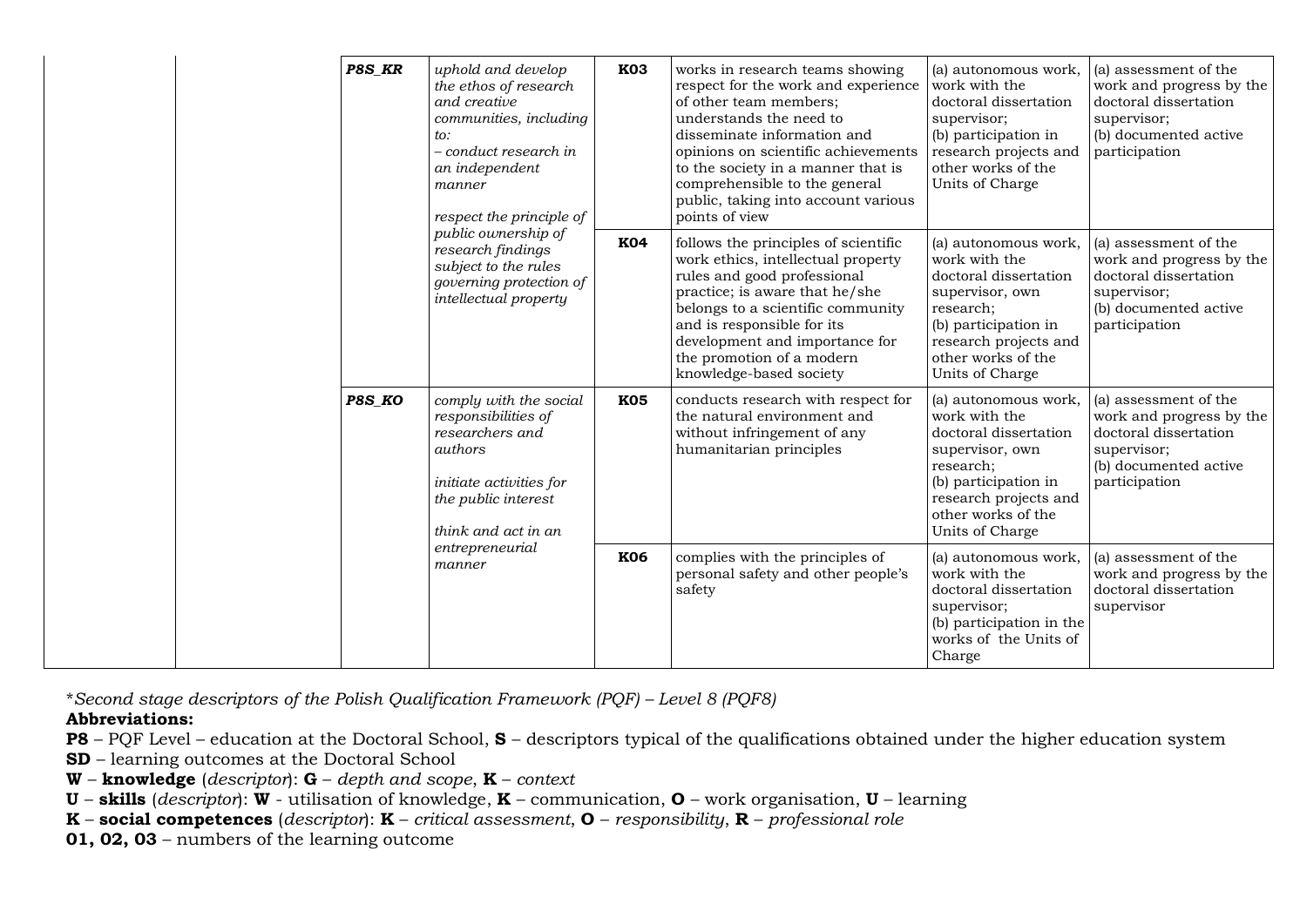| | | | | | | | |
|---|---|---|---|---|---|---|---|
| | | ***P8S_KR*** | *uphold and develop the ethos of research and creative communities, including to:*<br>*– conduct research in an independent manner*<br><br>*respect the principle of public ownership of research findings subject to the rules governing protection of intellectual property* | **K03** | works in research teams showing respect for the work and experience of other team members; understands the need to disseminate information and opinions on scientific achievements to the society in a manner that is comprehensible to the general public, taking into account various points of view | (a) autonomous work, work with the doctoral dissertation supervisor;<br>(b) participation in research projects and other works of the Units of Charge | (a) assessment of the work and progress by the doctoral dissertation supervisor;<br>(b) documented active participation |
| | | | | **K04** | follows the principles of scientific work ethics, intellectual property rules and good professional practice; is aware that he/she belongs to a scientific community and is responsible for its development and importance for the promotion of a modern knowledge-based society | (a) autonomous work, work with the doctoral dissertation supervisor, own research;<br>(b) participation in research projects and other works of the Units of Charge | (a) assessment of the work and progress by the doctoral dissertation supervisor;<br>(b) documented active participation |
| | | ***P8S_KO*** | *comply with the social responsibilities of researchers and authors*<br><br>*initiate activities for the public interest*<br><br>*think and act in an entrepreneurial manner* | **K05** | conducts research with respect for the natural environment and without infringement of any humanitarian principles | (a) autonomous work, work with the doctoral dissertation supervisor, own research;<br>(b) participation in research projects and other works of the Units of Charge | (a) assessment of the work and progress by the doctoral dissertation supervisor;<br>(b) documented active participation |
| | | | | **K06** | complies with the principles of personal safety and other people's safety | (a) autonomous work, work with the doctoral dissertation supervisor;<br>(b) participation in the works of the Units of Charge | (a) assessment of the work and progress by the doctoral dissertation supervisor |

\**Second stage descriptors of the Polish Qualification Framework (PQF) – Level 8 (PQF8)*

**Abbreviations:**

**P8** – PQF Level – education at the Doctoral School, **S** – descriptors typical of the qualifications obtained under the higher education system
**SD** – learning outcomes at the Doctoral School
**W** – **knowledge** (*descriptor*): **G** – *depth and scope*, **K** – *context*
**U** – **skills** (*descriptor*): **W** - utilisation of knowledge, **K** – communication, **O** – work organisation, **U** – learning
**K** – **social competences** (*descriptor*): **K** – *critical assessment*, **O** – *responsibility*, **R** – *professional role*
**01, 02, 03** – numbers of the learning outcome